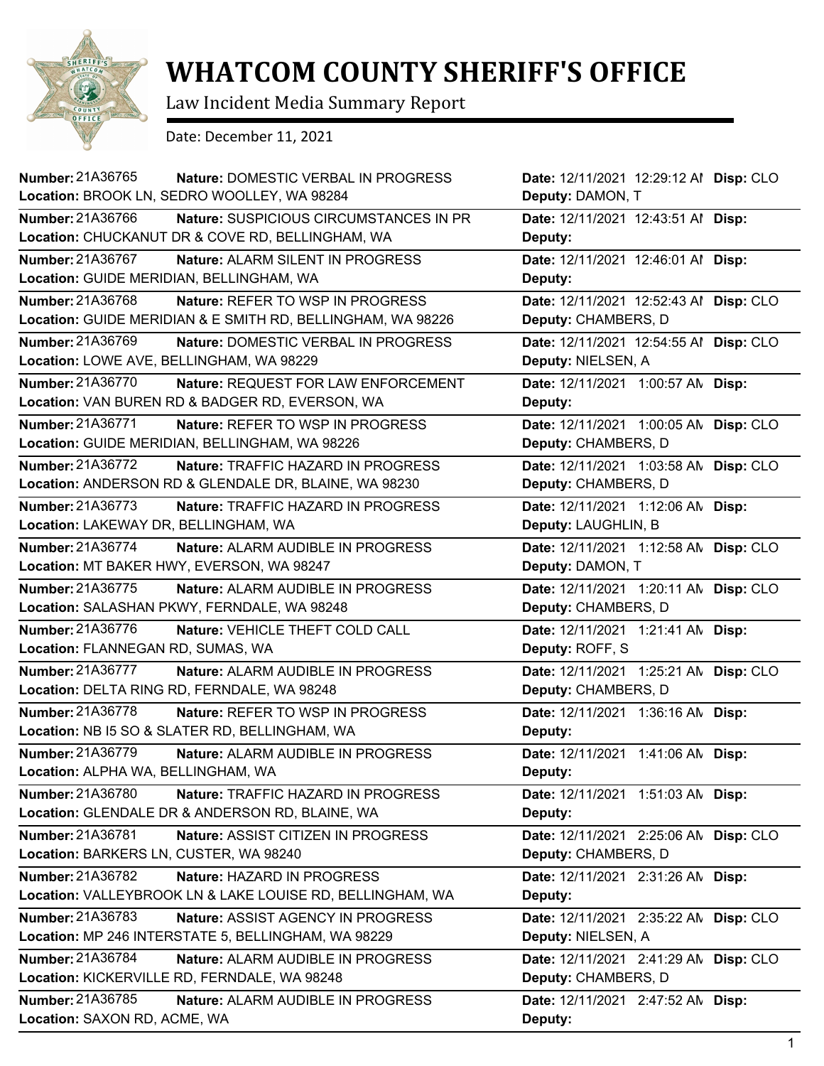# WHATCOM COUNTY SHERIFF'S OFFICE

Law Incident Media Summary Report

Date: December 11, 2021

| Number | Nature | Location | Date | Deputy | Disp |
|---|---|---|---|---|---|
| 21A36765 | DOMESTIC VERBAL IN PROGRESS | BROOK LN, SEDRO WOOLLEY, WA 98284 | 12/11/2021 12:29:12 AM | DAMON, T | CLO |
| 21A36766 | SUSPICIOUS CIRCUMSTANCES IN PR | CHUCKANUT DR & COVE RD, BELLINGHAM, WA | 12/11/2021 12:43:51 AM | | |
| 21A36767 | ALARM SILENT IN PROGRESS | GUIDE MERIDIAN, BELLINGHAM, WA | 12/11/2021 12:46:01 AM | | |
| 21A36768 | REFER TO WSP IN PROGRESS | GUIDE MERIDIAN & E SMITH RD, BELLINGHAM, WA 98226 | 12/11/2021 12:52:43 AM | CHAMBERS, D | CLO |
| 21A36769 | DOMESTIC VERBAL IN PROGRESS | LOWE AVE, BELLINGHAM, WA 98229 | 12/11/2021 12:54:55 AM | NIELSEN, A | CLO |
| 21A36770 | REQUEST FOR LAW ENFORCEMENT | VAN BUREN RD & BADGER RD, EVERSON, WA | 12/11/2021 1:00:57 AM | | |
| 21A36771 | REFER TO WSP IN PROGRESS | GUIDE MERIDIAN, BELLINGHAM, WA 98226 | 12/11/2021 1:00:05 AM | CHAMBERS, D | CLO |
| 21A36772 | TRAFFIC HAZARD IN PROGRESS | ANDERSON RD & GLENDALE DR, BLAINE, WA 98230 | 12/11/2021 1:03:58 AM | CHAMBERS, D | CLO |
| 21A36773 | TRAFFIC HAZARD IN PROGRESS | LAKEWAY DR, BELLINGHAM, WA | 12/11/2021 1:12:06 AM | LAUGHLIN, B | |
| 21A36774 | ALARM AUDIBLE IN PROGRESS | MT BAKER HWY, EVERSON, WA 98247 | 12/11/2021 1:12:58 AM | DAMON, T | CLO |
| 21A36775 | ALARM AUDIBLE IN PROGRESS | SALASHAN PKWY, FERNDALE, WA 98248 | 12/11/2021 1:20:11 AM | CHAMBERS, D | CLO |
| 21A36776 | VEHICLE THEFT COLD CALL | FLANNEGAN RD, SUMAS, WA | 12/11/2021 1:21:41 AM | ROFF, S | |
| 21A36777 | ALARM AUDIBLE IN PROGRESS | DELTA RING RD, FERNDALE, WA 98248 | 12/11/2021 1:25:21 AM | CHAMBERS, D | CLO |
| 21A36778 | REFER TO WSP IN PROGRESS | NB I5 SO & SLATER RD, BELLINGHAM, WA | 12/11/2021 1:36:16 AM | | |
| 21A36779 | ALARM AUDIBLE IN PROGRESS | ALPHA WA, BELLINGHAM, WA | 12/11/2021 1:41:06 AM | | |
| 21A36780 | TRAFFIC HAZARD IN PROGRESS | GLENDALE DR & ANDERSON RD, BLAINE, WA | 12/11/2021 1:51:03 AM | | |
| 21A36781 | ASSIST CITIZEN IN PROGRESS | BARKERS LN, CUSTER, WA 98240 | 12/11/2021 2:25:06 AM | CHAMBERS, D | CLO |
| 21A36782 | HAZARD IN PROGRESS | VALLEYBROOK LN & LAKE LOUISE RD, BELLINGHAM, WA | 12/11/2021 2:31:26 AM | | |
| 21A36783 | ASSIST AGENCY IN PROGRESS | MP 246 INTERSTATE 5, BELLINGHAM, WA 98229 | 12/11/2021 2:35:22 AM | NIELSEN, A | CLO |
| 21A36784 | ALARM AUDIBLE IN PROGRESS | KICKERVILLE RD, FERNDALE, WA 98248 | 12/11/2021 2:41:29 AM | CHAMBERS, D | CLO |
| 21A36785 | ALARM AUDIBLE IN PROGRESS | SAXON RD, ACME, WA | 12/11/2021 2:47:52 AM | | |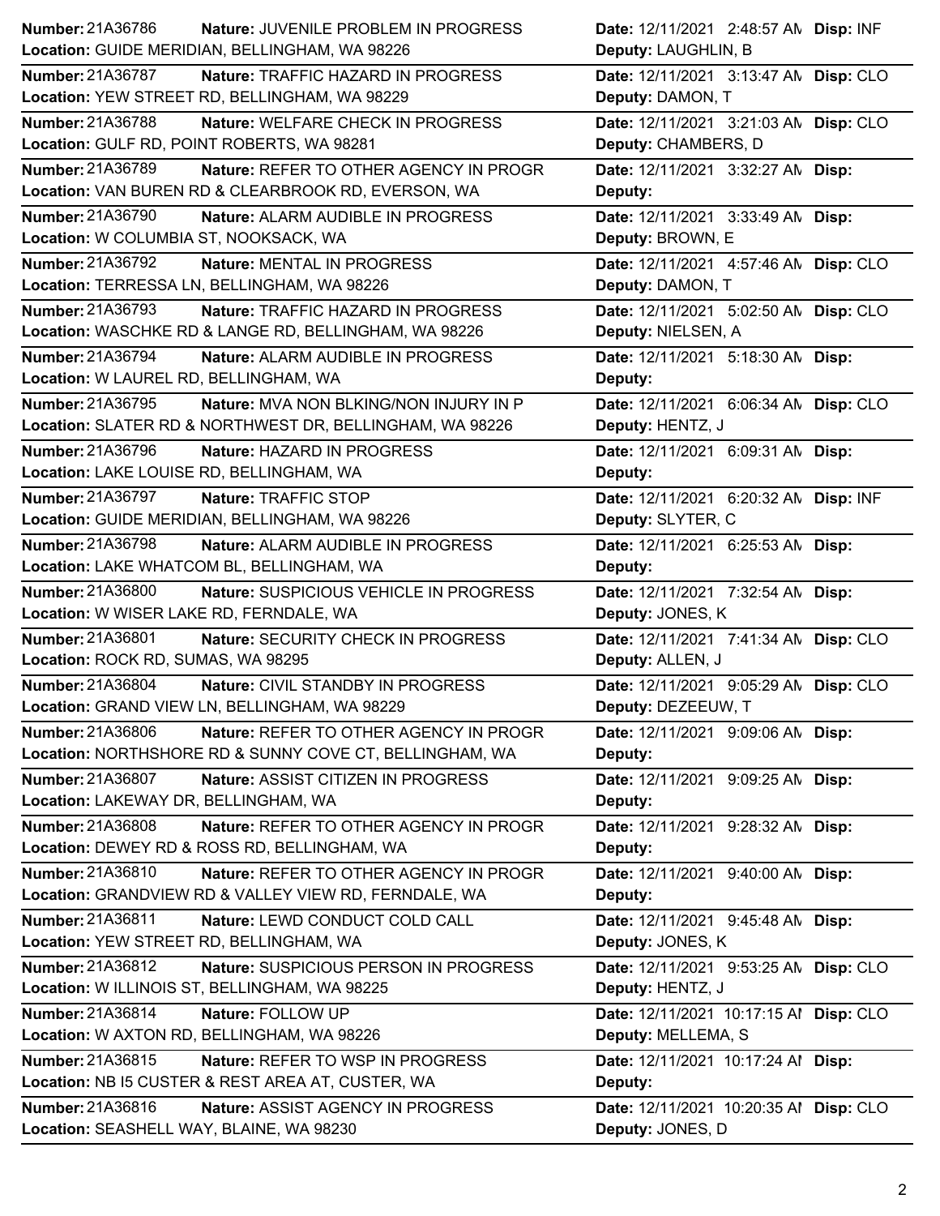| Number | Nature | Location | Date | Deputy | Disp |
|---|---|---|---|---|---|
| 21A36786 | JUVENILE PROBLEM IN PROGRESS | GUIDE MERIDIAN, BELLINGHAM, WA 98226 | 12/11/2021 2:48:57 AM | LAUGHLIN, B | INF |
| 21A36787 | TRAFFIC HAZARD IN PROGRESS | YEW STREET RD, BELLINGHAM, WA 98229 | 12/11/2021 3:13:47 AM | DAMON, T | CLO |
| 21A36788 | WELFARE CHECK IN PROGRESS | GULF RD, POINT ROBERTS, WA 98281 | 12/11/2021 3:21:03 AM | CHAMBERS, D | CLO |
| 21A36789 | REFER TO OTHER AGENCY IN PROGR | VAN BUREN RD & CLEARBROOK RD, EVERSON, WA | 12/11/2021 3:32:27 AM | | |
| 21A36790 | ALARM AUDIBLE IN PROGRESS | W COLUMBIA ST, NOOKSACK, WA | 12/11/2021 3:33:49 AM | BROWN, E | |
| 21A36792 | MENTAL IN PROGRESS | TERRESSA LN, BELLINGHAM, WA 98226 | 12/11/2021 4:57:46 AM | DAMON, T | CLO |
| 21A36793 | TRAFFIC HAZARD IN PROGRESS | WASCHKE RD & LANGE RD, BELLINGHAM, WA 98226 | 12/11/2021 5:02:50 AM | NIELSEN, A | CLO |
| 21A36794 | ALARM AUDIBLE IN PROGRESS | W LAUREL RD, BELLINGHAM, WA | 12/11/2021 5:18:30 AM | | |
| 21A36795 | MVA NON BLKING/NON INJURY IN P | SLATER RD & NORTHWEST DR, BELLINGHAM, WA 98226 | 12/11/2021 6:06:34 AM | HENTZ, J | CLO |
| 21A36796 | HAZARD IN PROGRESS | LAKE LOUISE RD, BELLINGHAM, WA | 12/11/2021 6:09:31 AM | | |
| 21A36797 | TRAFFIC STOP | GUIDE MERIDIAN, BELLINGHAM, WA 98226 | 12/11/2021 6:20:32 AM | SLYTER, C | INF |
| 21A36798 | ALARM AUDIBLE IN PROGRESS | LAKE WHATCOM BL, BELLINGHAM, WA | 12/11/2021 6:25:53 AM | | |
| 21A36800 | SUSPICIOUS VEHICLE IN PROGRESS | W WISER LAKE RD, FERNDALE, WA | 12/11/2021 7:32:54 AM | JONES, K | |
| 21A36801 | SECURITY CHECK IN PROGRESS | ROCK RD, SUMAS, WA 98295 | 12/11/2021 7:41:34 AM | ALLEN, J | CLO |
| 21A36804 | CIVIL STANDBY IN PROGRESS | GRAND VIEW LN, BELLINGHAM, WA 98229 | 12/11/2021 9:05:29 AM | DEZEEUW, T | CLO |
| 21A36806 | REFER TO OTHER AGENCY IN PROGR | NORTHSHORE RD & SUNNY COVE CT, BELLINGHAM, WA | 12/11/2021 9:09:06 AM | | |
| 21A36807 | ASSIST CITIZEN IN PROGRESS | LAKEWAY DR, BELLINGHAM, WA | 12/11/2021 9:09:25 AM | | |
| 21A36808 | REFER TO OTHER AGENCY IN PROGR | DEWEY RD & ROSS RD, BELLINGHAM, WA | 12/11/2021 9:28:32 AM | | |
| 21A36810 | REFER TO OTHER AGENCY IN PROGR | GRANDVIEW RD & VALLEY VIEW RD, FERNDALE, WA | 12/11/2021 9:40:00 AM | | |
| 21A36811 | LEWD CONDUCT COLD CALL | YEW STREET RD, BELLINGHAM, WA | 12/11/2021 9:45:48 AM | JONES, K | |
| 21A36812 | SUSPICIOUS PERSON IN PROGRESS | W ILLINOIS ST, BELLINGHAM, WA 98225 | 12/11/2021 9:53:25 AM | HENTZ, J | CLO |
| 21A36814 | FOLLOW UP | W AXTON RD, BELLINGHAM, WA 98226 | 12/11/2021 10:17:15 AM | MELLEMA, S | CLO |
| 21A36815 | REFER TO WSP IN PROGRESS | NB I5 CUSTER & REST AREA AT, CUSTER, WA | 12/11/2021 10:17:24 AM | | |
| 21A36816 | ASSIST AGENCY IN PROGRESS | SEASHELL WAY, BLAINE, WA 98230 | 12/11/2021 10:20:35 AM | JONES, D | CLO |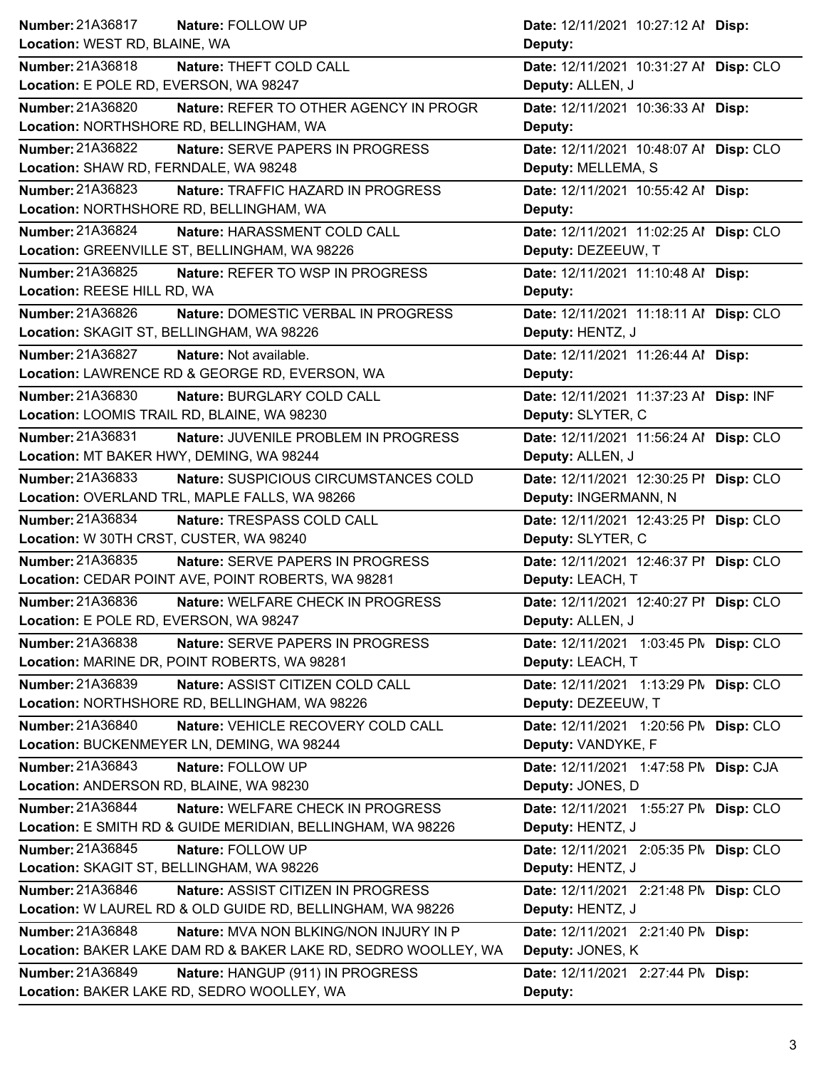| Number | Nature | Location | Date | Deputy | Disp |
|---|---|---|---|---|---|
| 21A36817 | FOLLOW UP | WEST RD, BLAINE, WA | 12/11/2021 10:27:12 AM | | |
| 21A36818 | THEFT COLD CALL | E POLE RD, EVERSON, WA 98247 | 12/11/2021 10:31:27 AM | ALLEN, J | CLO |
| 21A36820 | REFER TO OTHER AGENCY IN PROGR | NORTHSHORE RD, BELLINGHAM, WA | 12/11/2021 10:36:33 AM | | |
| 21A36822 | SERVE PAPERS IN PROGRESS | SHAW RD, FERNDALE, WA 98248 | 12/11/2021 10:48:07 AM | MELLEMA, S | CLO |
| 21A36823 | TRAFFIC HAZARD IN PROGRESS | NORTHSHORE RD, BELLINGHAM, WA | 12/11/2021 10:55:42 AM | | |
| 21A36824 | HARASSMENT COLD CALL | GREENVILLE ST, BELLINGHAM, WA 98226 | 12/11/2021 11:02:25 AM | DEZEEUW, T | CLO |
| 21A36825 | REFER TO WSP IN PROGRESS | REESE HILL RD, WA | 12/11/2021 11:10:48 AM | | |
| 21A36826 | DOMESTIC VERBAL IN PROGRESS | SKAGIT ST, BELLINGHAM, WA 98226 | 12/11/2021 11:18:11 AM | HENTZ, J | CLO |
| 21A36827 | Not available. | LAWRENCE RD & GEORGE RD, EVERSON, WA | 12/11/2021 11:26:44 AM | | |
| 21A36830 | BURGLARY COLD CALL | LOOMIS TRAIL RD, BLAINE, WA 98230 | 12/11/2021 11:37:23 AM | SLYTER, C | INF |
| 21A36831 | JUVENILE PROBLEM IN PROGRESS | MT BAKER HWY, DEMING, WA 98244 | 12/11/2021 11:56:24 AM | ALLEN, J | CLO |
| 21A36833 | SUSPICIOUS CIRCUMSTANCES COLD | OVERLAND TRL, MAPLE FALLS, WA 98266 | 12/11/2021 12:30:25 PM | INGERMANN, N | CLO |
| 21A36834 | TRESPASS COLD CALL | W 30TH CRST, CUSTER, WA 98240 | 12/11/2021 12:43:25 PM | SLYTER, C | CLO |
| 21A36835 | SERVE PAPERS IN PROGRESS | CEDAR POINT AVE, POINT ROBERTS, WA 98281 | 12/11/2021 12:46:37 PM | LEACH, T | CLO |
| 21A36836 | WELFARE CHECK IN PROGRESS | E POLE RD, EVERSON, WA 98247 | 12/11/2021 12:40:27 PM | ALLEN, J | CLO |
| 21A36838 | SERVE PAPERS IN PROGRESS | MARINE DR, POINT ROBERTS, WA 98281 | 12/11/2021 1:03:45 PM | LEACH, T | CLO |
| 21A36839 | ASSIST CITIZEN COLD CALL | NORTHSHORE RD, BELLINGHAM, WA 98226 | 12/11/2021 1:13:29 PM | DEZEEUW, T | CLO |
| 21A36840 | VEHICLE RECOVERY COLD CALL | BUCKENMEYER LN, DEMING, WA 98244 | 12/11/2021 1:20:56 PM | VANDYKE, F | CLO |
| 21A36843 | FOLLOW UP | ANDERSON RD, BLAINE, WA 98230 | 12/11/2021 1:47:58 PM | JONES, D | CJA |
| 21A36844 | WELFARE CHECK IN PROGRESS | E SMITH RD & GUIDE MERIDIAN, BELLINGHAM, WA 98226 | 12/11/2021 1:55:27 PM | HENTZ, J | CLO |
| 21A36845 | FOLLOW UP | SKAGIT ST, BELLINGHAM, WA 98226 | 12/11/2021 2:05:35 PM | HENTZ, J | CLO |
| 21A36846 | ASSIST CITIZEN IN PROGRESS | W LAUREL RD & OLD GUIDE RD, BELLINGHAM, WA 98226 | 12/11/2021 2:21:48 PM | HENTZ, J | CLO |
| 21A36848 | MVA NON BLKING/NON INJURY IN P | BAKER LAKE DAM RD & BAKER LAKE RD, SEDRO WOOLLEY, WA | 12/11/2021 2:21:40 PM | JONES, K | |
| 21A36849 | HANGUP (911) IN PROGRESS | BAKER LAKE RD, SEDRO WOOLLEY, WA | 12/11/2021 2:27:44 PM | | |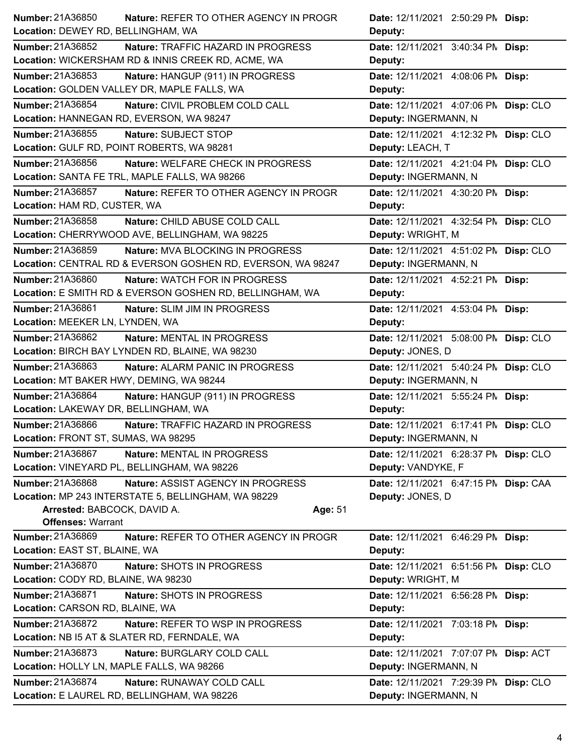| Number | Nature | Location | Date | Deputy | Disp |
|---|---|---|---|---|---|
| 21A36850 | REFER TO OTHER AGENCY IN PROGR | DEWEY RD, BELLINGHAM, WA | 12/11/2021 2:50:29 PM | | |
| 21A36852 | TRAFFIC HAZARD IN PROGRESS | WICKERSHAM RD & INNIS CREEK RD, ACME, WA | 12/11/2021 3:40:34 PM | | |
| 21A36853 | HANGUP (911) IN PROGRESS | GOLDEN VALLEY DR, MAPLE FALLS, WA | 12/11/2021 4:08:06 PM | | |
| 21A36854 | CIVIL PROBLEM COLD CALL | HANNEGAN RD, EVERSON, WA 98247 | 12/11/2021 4:07:06 PM | INGERMANN, N | CLO |
| 21A36855 | SUBJECT STOP | GULF RD, POINT ROBERTS, WA 98281 | 12/11/2021 4:12:32 PM | LEACH, T | CLO |
| 21A36856 | WELFARE CHECK IN PROGRESS | SANTA FE TRL, MAPLE FALLS, WA 98266 | 12/11/2021 4:21:04 PM | INGERMANN, N | CLO |
| 21A36857 | REFER TO OTHER AGENCY IN PROGR | HAM RD, CUSTER, WA | 12/11/2021 4:30:20 PM | | |
| 21A36858 | CHILD ABUSE COLD CALL | CHERRYWOOD AVE, BELLINGHAM, WA 98225 | 12/11/2021 4:32:54 PM | WRIGHT, M | CLO |
| 21A36859 | MVA BLOCKING IN PROGRESS | CENTRAL RD & EVERSON GOSHEN RD, EVERSON, WA 98247 | 12/11/2021 4:51:02 PM | INGERMANN, N | CLO |
| 21A36860 | WATCH FOR IN PROGRESS | E SMITH RD & EVERSON GOSHEN RD, BELLINGHAM, WA | 12/11/2021 4:52:21 PM | | |
| 21A36861 | SLIM JIM IN PROGRESS | MEEKER LN, LYNDEN, WA | 12/11/2021 4:53:04 PM | | |
| 21A36862 | MENTAL IN PROGRESS | BIRCH BAY LYNDEN RD, BLAINE, WA 98230 | 12/11/2021 5:08:00 PM | JONES, D | CLO |
| 21A36863 | ALARM PANIC IN PROGRESS | MT BAKER HWY, DEMING, WA 98244 | 12/11/2021 5:40:24 PM | INGERMANN, N | CLO |
| 21A36864 | HANGUP (911) IN PROGRESS | LAKEWAY DR, BELLINGHAM, WA | 12/11/2021 5:55:24 PM | | |
| 21A36866 | TRAFFIC HAZARD IN PROGRESS | FRONT ST, SUMAS, WA 98295 | 12/11/2021 6:17:41 PM | INGERMANN, N | CLO |
| 21A36867 | MENTAL IN PROGRESS | VINEYARD PL, BELLINGHAM, WA 98226 | 12/11/2021 6:28:37 PM | VANDYKE, F | CLO |
| 21A36868 | ASSIST AGENCY IN PROGRESS | MP 243 INTERSTATE 5, BELLINGHAM, WA 98229 | 12/11/2021 6:47:15 PM | JONES, D | CAA |
| | Arrested: BABCOCK, DAVID A. — Age: 51 — Offenses: Warrant | | | | |
| 21A36869 | REFER TO OTHER AGENCY IN PROGR | EAST ST, BLAINE, WA | 12/11/2021 6:46:29 PM | | |
| 21A36870 | SHOTS IN PROGRESS | CODY RD, BLAINE, WA 98230 | 12/11/2021 6:51:56 PM | WRIGHT, M | CLO |
| 21A36871 | SHOTS IN PROGRESS | CARSON RD, BLAINE, WA | 12/11/2021 6:56:28 PM | | |
| 21A36872 | REFER TO WSP IN PROGRESS | NB I5 AT & SLATER RD, FERNDALE, WA | 12/11/2021 7:03:18 PM | | |
| 21A36873 | BURGLARY COLD CALL | HOLLY LN, MAPLE FALLS, WA 98266 | 12/11/2021 7:07:07 PM | INGERMANN, N | ACT |
| 21A36874 | RUNAWAY COLD CALL | E LAUREL RD, BELLINGHAM, WA 98226 | 12/11/2021 7:29:39 PM | INGERMANN, N | CLO |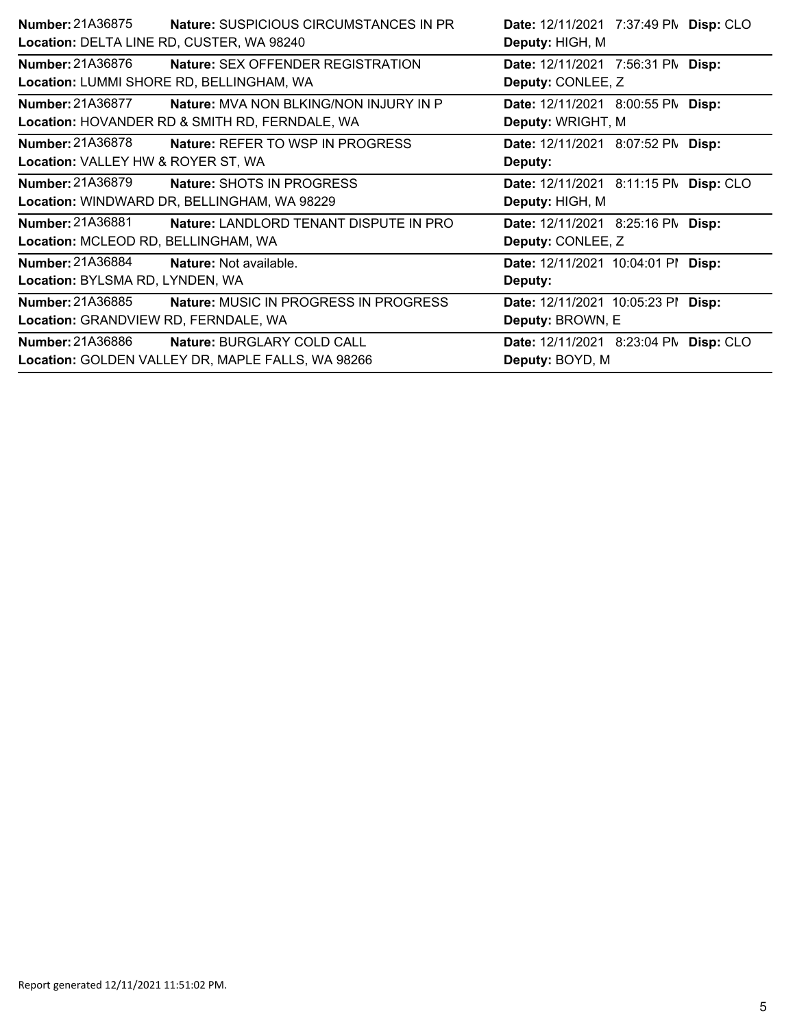**Number:** 21A36875 **Nature:** SUSPICIOUS CIRCUMSTANCES IN PR **Date:** 12/11/2021 7:37:49 PM **Disp:** CLO
**Location:** DELTA LINE RD, CUSTER, WA 98240 **Deputy:** HIGH, M

**Number:** 21A36876 **Nature:** SEX OFFENDER REGISTRATION **Date:** 12/11/2021 7:56:31 PM **Disp:**
**Location:** LUMMI SHORE RD, BELLINGHAM, WA **Deputy:** CONLEE, Z

**Number:** 21A36877 **Nature:** MVA NON BLKING/NON INJURY IN P **Date:** 12/11/2021 8:00:55 PM **Disp:**
**Location:** HOVANDER RD & SMITH RD, FERNDALE, WA **Deputy:** WRIGHT, M

**Number:** 21A36878 **Nature:** REFER TO WSP IN PROGRESS **Date:** 12/11/2021 8:07:52 PM **Disp:**
**Location:** VALLEY HW & ROYER ST, WA **Deputy:**

**Number:** 21A36879 **Nature:** SHOTS IN PROGRESS **Date:** 12/11/2021 8:11:15 PM **Disp:** CLO
**Location:** WINDWARD DR, BELLINGHAM, WA 98229 **Deputy:** HIGH, M

**Number:** 21A36881 **Nature:** LANDLORD TENANT DISPUTE IN PRO **Date:** 12/11/2021 8:25:16 PM **Disp:**
**Location:** MCLEOD RD, BELLINGHAM, WA **Deputy:** CONLEE, Z

**Number:** 21A36884 **Nature:** Not available. **Date:** 12/11/2021 10:04:01 PM **Disp:**
**Location:** BYLSMA RD, LYNDEN, WA **Deputy:**

**Number:** 21A36885 **Nature:** MUSIC IN PROGRESS IN PROGRESS **Date:** 12/11/2021 10:05:23 PM **Disp:**
**Location:** GRANDVIEW RD, FERNDALE, WA **Deputy:** BROWN, E

**Number:** 21A36886 **Nature:** BURGLARY COLD CALL **Date:** 12/11/2021 8:23:04 PM **Disp:** CLO
**Location:** GOLDEN VALLEY DR, MAPLE FALLS, WA 98266 **Deputy:** BOYD, M

Report generated 12/11/2021 11:51:02 PM.